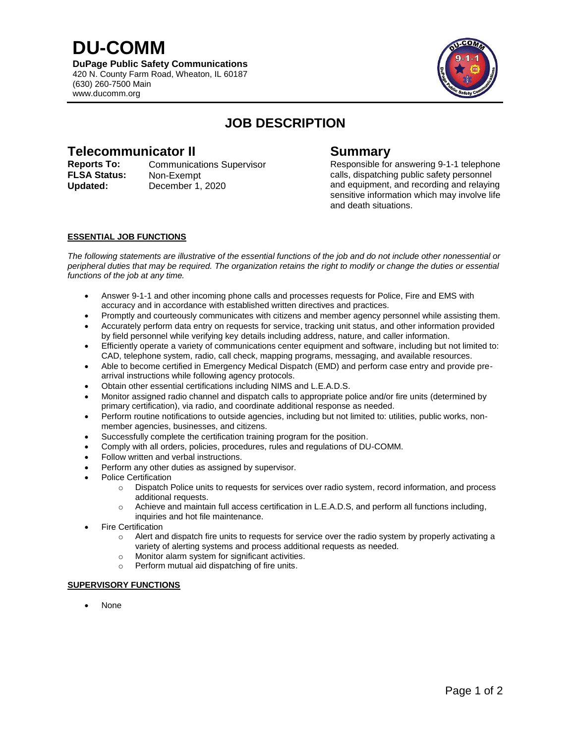# DU-COMM

**DuPage Public Safety Communications**
420 N. County Farm Road, Wheaton, IL 60187
(630) 260-7500 Main
www.ducomm.org

## JOB DESCRIPTION

## Telecommunicator II

**Reports To:** Communications Supervisor
**FLSA Status:** Non-Exempt
**Updated:** December 1, 2020

## Summary

Responsible for answering 9-1-1 telephone calls, dispatching public safety personnel and equipment, and recording and relaying sensitive information which may involve life and death situations.

**ESSENTIAL JOB FUNCTIONS**

*The following statements are illustrative of the essential functions of the job and do not include other nonessential or peripheral duties that may be required. The organization retains the right to modify or change the duties or essential functions of the job at any time.*

- Answer 9-1-1 and other incoming phone calls and processes requests for Police, Fire and EMS with accuracy and in accordance with established written directives and practices.
- Promptly and courteously communicates with citizens and member agency personnel while assisting them.
- Accurately perform data entry on requests for service, tracking unit status, and other information provided by field personnel while verifying key details including address, nature, and caller information.
- Efficiently operate a variety of communications center equipment and software, including but not limited to: CAD, telephone system, radio, call check, mapping programs, messaging, and available resources.
- Able to become certified in Emergency Medical Dispatch (EMD) and perform case entry and provide pre-arrival instructions while following agency protocols.
- Obtain other essential certifications including NIMS and L.E.A.D.S.
- Monitor assigned radio channel and dispatch calls to appropriate police and/or fire units (determined by primary certification), via radio, and coordinate additional response as needed.
- Perform routine notifications to outside agencies, including but not limited to: utilities, public works, non-member agencies, businesses, and citizens.
- Successfully complete the certification training program for the position.
- Comply with all orders, policies, procedures, rules and regulations of DU-COMM.
- Follow written and verbal instructions.
- Perform any other duties as assigned by supervisor.
- Police Certification
  - Dispatch Police units to requests for services over radio system, record information, and process additional requests.
  - Achieve and maintain full access certification in L.E.A.D.S, and perform all functions including, inquiries and hot file maintenance.
- Fire Certification
  - Alert and dispatch fire units to requests for service over the radio system by properly activating a variety of alerting systems and process additional requests as needed.
  - Monitor alarm system for significant activities.
  - Perform mutual aid dispatching of fire units.

**SUPERVISORY FUNCTIONS**

- None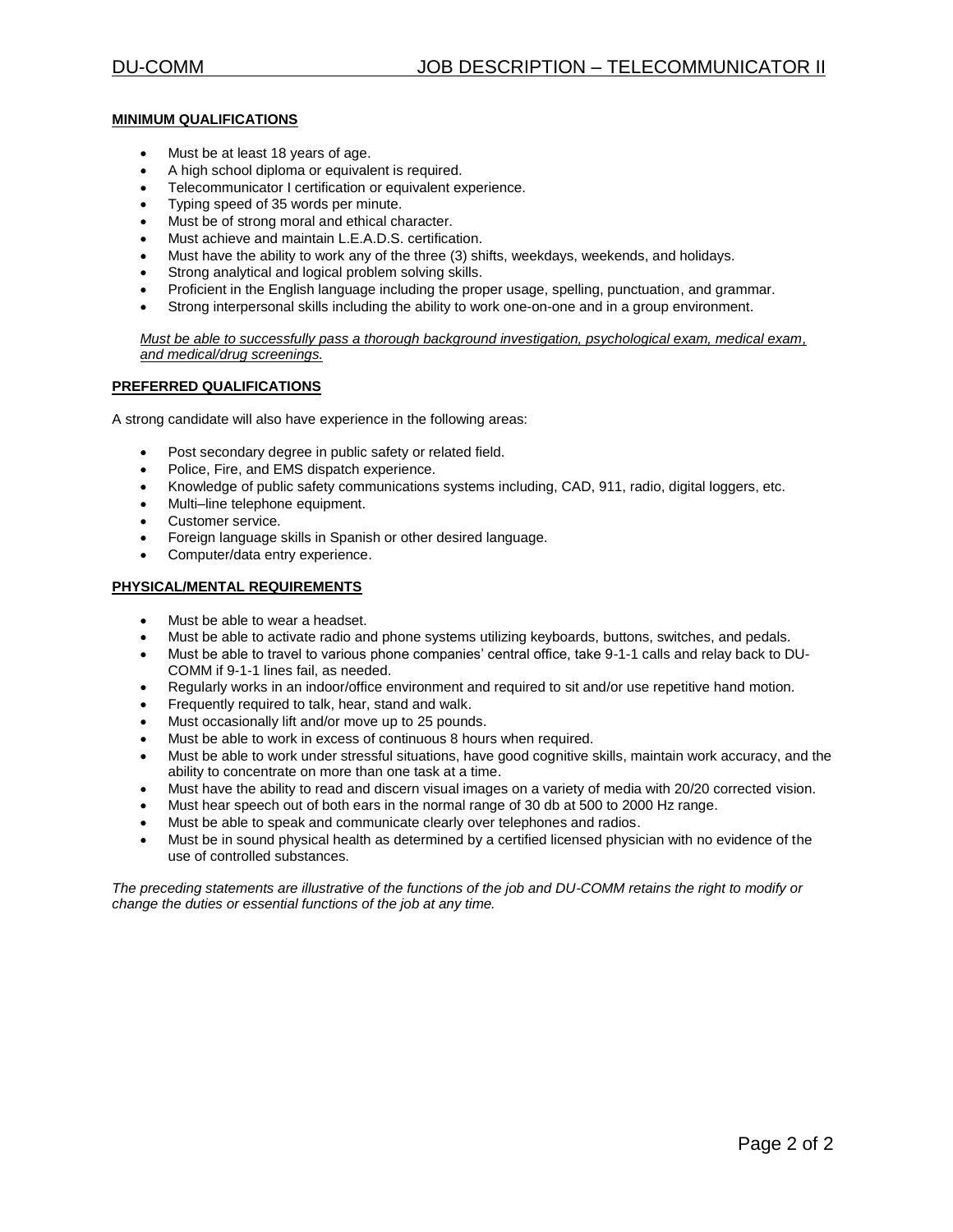**MINIMUM QUALIFICATIONS**

- Must be at least 18 years of age.
- A high school diploma or equivalent is required.
- Telecommunicator I certification or equivalent experience.
- Typing speed of 35 words per minute.
- Must be of strong moral and ethical character.
- Must achieve and maintain L.E.A.D.S. certification.
- Must have the ability to work any of the three (3) shifts, weekdays, weekends, and holidays.
- Strong analytical and logical problem solving skills.
- Proficient in the English language including the proper usage, spelling, punctuation, and grammar.
- Strong interpersonal skills including the ability to work one-on-one and in a group environment.

*Must be able to successfully pass a thorough background investigation, psychological exam, medical exam, and medical/drug screenings.*

**PREFERRED QUALIFICATIONS**

A strong candidate will also have experience in the following areas:

- Post secondary degree in public safety or related field.
- Police, Fire, and EMS dispatch experience.
- Knowledge of public safety communications systems including, CAD, 911, radio, digital loggers, etc.
- Multi–line telephone equipment.
- Customer service.
- Foreign language skills in Spanish or other desired language.
- Computer/data entry experience.

**PHYSICAL/MENTAL REQUIREMENTS**

- Must be able to wear a headset.
- Must be able to activate radio and phone systems utilizing keyboards, buttons, switches, and pedals.
- Must be able to travel to various phone companies' central office, take 9-1-1 calls and relay back to DU-COMM if 9-1-1 lines fail, as needed.
- Regularly works in an indoor/office environment and required to sit and/or use repetitive hand motion.
- Frequently required to talk, hear, stand and walk.
- Must occasionally lift and/or move up to 25 pounds.
- Must be able to work in excess of continuous 8 hours when required.
- Must be able to work under stressful situations, have good cognitive skills, maintain work accuracy, and the ability to concentrate on more than one task at a time.
- Must have the ability to read and discern visual images on a variety of media with 20/20 corrected vision.
- Must hear speech out of both ears in the normal range of 30 db at 500 to 2000 Hz range.
- Must be able to speak and communicate clearly over telephones and radios.
- Must be in sound physical health as determined by a certified licensed physician with no evidence of the use of controlled substances.

*The preceding statements are illustrative of the functions of the job and DU-COMM retains the right to modify or change the duties or essential functions of the job at any time.*